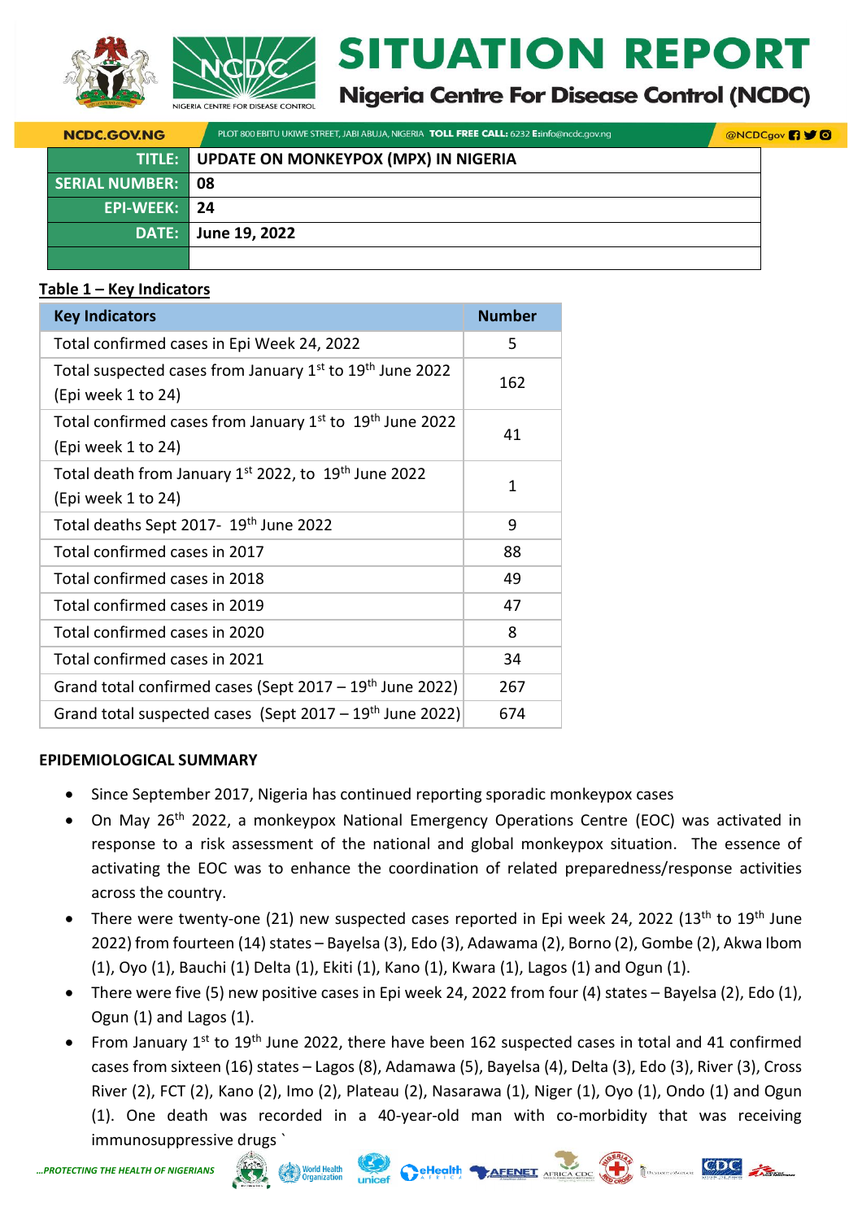# SITUATION REPORT

## Nigeria Centre For Disease Control (NCDC)

NCDC.GOV.NG — PLOT 800 EBITU UKIWE STREET, JABI ABUJA, NIGERIA TOLL FREE CALL: 6232 E:info@ncdc.gov.ng — @NCDCgov

| | |
|---|---|
| **TITLE:** | **UPDATE ON MONKEYPOX (MPX) IN NIGERIA** |
| **SERIAL NUMBER:** | **08** |
| **EPI-WEEK:** | **24** |
| **DATE:** | **June 19, 2022** |

**Table 1 – Key Indicators**

| Key Indicators | Number |
|---|---|
| Total confirmed cases in Epi Week 24, 2022 | 5 |
| Total suspected cases from January 1st to 19th June 2022 (Epi week 1 to 24) | 162 |
| Total confirmed cases from January 1st to 19th June 2022 (Epi week 1 to 24) | 41 |
| Total death from January 1st 2022, to 19th June 2022 (Epi week 1 to 24) | 1 |
| Total deaths Sept 2017- 19th June 2022 | 9 |
| Total confirmed cases in 2017 | 88 |
| Total confirmed cases in 2018 | 49 |
| Total confirmed cases in 2019 | 47 |
| Total confirmed cases in 2020 | 8 |
| Total confirmed cases in 2021 | 34 |
| Grand total confirmed cases (Sept 2017 – 19th June 2022) | 267 |
| Grand total suspected cases (Sept 2017 – 19th June 2022) | 674 |

**EPIDEMIOLOGICAL SUMMARY**

- Since September 2017, Nigeria has continued reporting sporadic monkeypox cases
- On May 26th 2022, a monkeypox National Emergency Operations Centre (EOC) was activated in response to a risk assessment of the national and global monkeypox situation. The essence of activating the EOC was to enhance the coordination of related preparedness/response activities across the country.
- There were twenty-one (21) new suspected cases reported in Epi week 24, 2022 (13th to 19th June 2022) from fourteen (14) states – Bayelsa (3), Edo (3), Adawama (2), Borno (2), Gombe (2), Akwa Ibom (1), Oyo (1), Bauchi (1) Delta (1), Ekiti (1), Kano (1), Kwara (1), Lagos (1) and Ogun (1).
- There were five (5) new positive cases in Epi week 24, 2022 from four (4) states – Bayelsa (2), Edo (1), Ogun (1) and Lagos (1).
- From January 1st to 19th June 2022, there have been 162 suspected cases in total and 41 confirmed cases from sixteen (16) states – Lagos (8), Adamawa (5), Bayelsa (4), Delta (3), Edo (3), River (3), Cross River (2), FCT (2), Kano (2), Imo (2), Plateau (2), Nasarawa (1), Niger (1), Oyo (1), Ondo (1) and Ogun (1). One death was recorded in a 40-year-old man with co-morbidity that was receiving immunosuppressive drugs `

*...PROTECTING THE HEALTH OF NIGERIANS*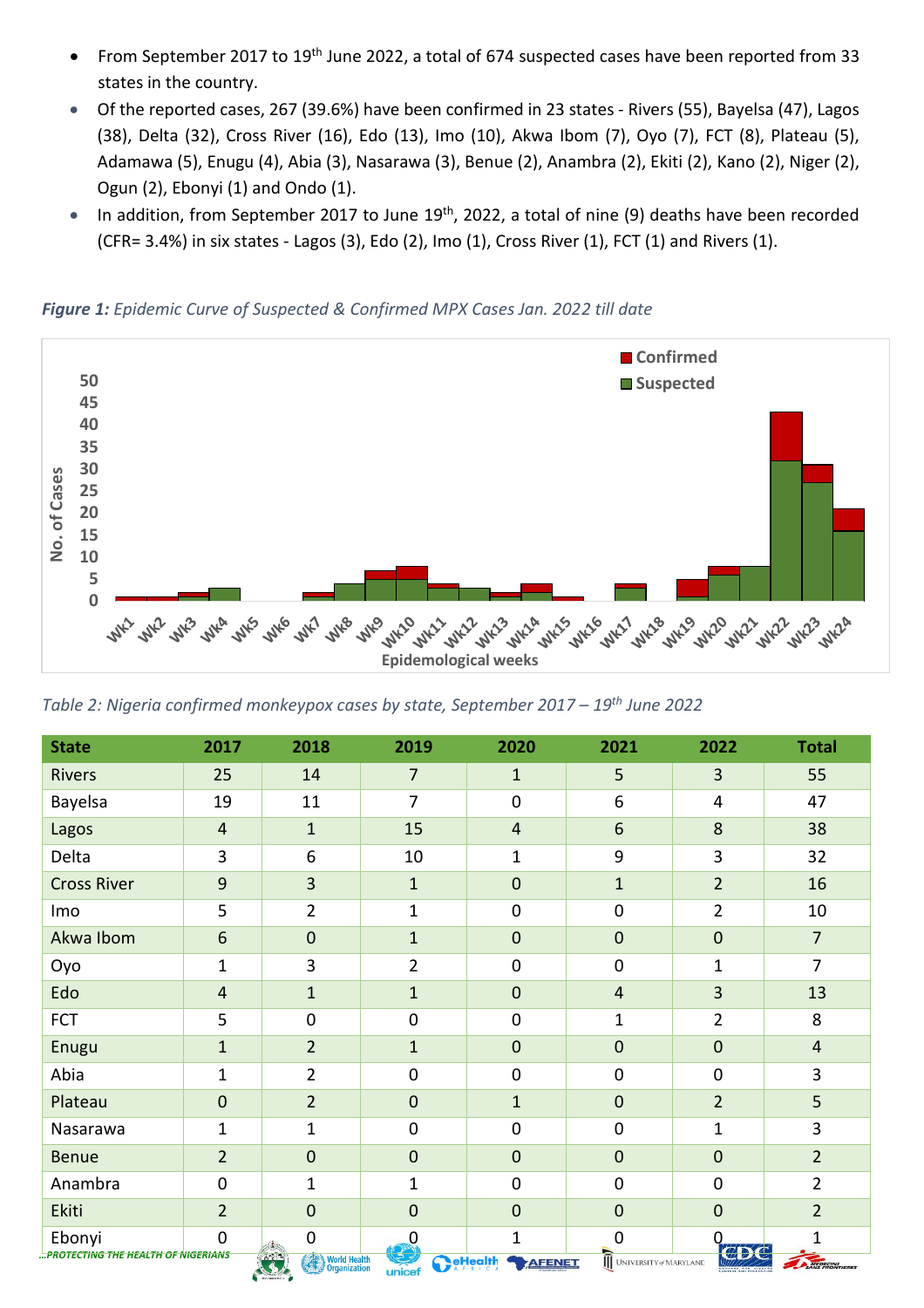- From September 2017 to 19th June 2022, a total of 674 suspected cases have been reported from 33 states in the country.
- Of the reported cases, 267 (39.6%) have been confirmed in 23 states - Rivers (55), Bayelsa (47), Lagos (38), Delta (32), Cross River (16), Edo (13), Imo (10), Akwa Ibom (7), Oyo (7), FCT (8), Plateau (5), Adamawa (5), Enugu (4), Abia (3), Nasarawa (3), Benue (2), Anambra (2), Ekiti (2), Kano (2), Niger (2), Ogun (2), Ebonyi (1) and Ondo (1).
- In addition, from September 2017 to June 19th, 2022, a total of nine (9) deaths have been recorded (CFR= 3.4%) in six states - Lagos (3), Edo (2), Imo (1), Cross River (1), FCT (1) and Rivers (1).

***Figure 1:*** *Epidemic Curve of Suspected & Confirmed MPX Cases Jan. 2022 till date*

Confirmed
Suspected
No. of Cases
50
45
40
35
30
25
20
15
10
5
0
Wk1 Wk2 Wk3 Wk4 Wk5 Wk6 Wk7 Wk8 Wk9 Wk10 Wk11 Wk12 Wk13 Wk14 Wk15 Wk16 Wk17 Wk18 Wk19 Wk20 Wk21 Wk22 Wk23 Wk24
Epidemological weeks

*Table 2: Nigeria confirmed monkeypox cases by state, September 2017 – 19th June 2022*

| State | 2017 | 2018 | 2019 | 2020 | 2021 | 2022 | Total |
|---|---|---|---|---|---|---|---|
| Rivers | 25 | 14 | 7 | 1 | 5 | 3 | 55 |
| Bayelsa | 19 | 11 | 7 | 0 | 6 | 4 | 47 |
| Lagos | 4 | 1 | 15 | 4 | 6 | 8 | 38 |
| Delta | 3 | 6 | 10 | 1 | 9 | 3 | 32 |
| Cross River | 9 | 3 | 1 | 0 | 1 | 2 | 16 |
| Imo | 5 | 2 | 1 | 0 | 0 | 2 | 10 |
| Akwa Ibom | 6 | 0 | 1 | 0 | 0 | 0 | 7 |
| Oyo | 1 | 3 | 2 | 0 | 0 | 1 | 7 |
| Edo | 4 | 1 | 1 | 0 | 4 | 3 | 13 |
| FCT | 5 | 0 | 0 | 0 | 1 | 2 | 8 |
| Enugu | 1 | 2 | 1 | 0 | 0 | 0 | 4 |
| Abia | 1 | 2 | 0 | 0 | 0 | 0 | 3 |
| Plateau | 0 | 2 | 0 | 1 | 0 | 2 | 5 |
| Nasarawa | 1 | 1 | 0 | 0 | 0 | 1 | 3 |
| Benue | 2 | 0 | 0 | 0 | 0 | 0 | 2 |
| Anambra | 0 | 1 | 1 | 0 | 0 | 0 | 2 |
| Ekiti | 2 | 0 | 0 | 0 | 0 | 0 | 2 |
| Ebonyi | 0 | 0 | 0 | 1 | 0 | 0 | 1 |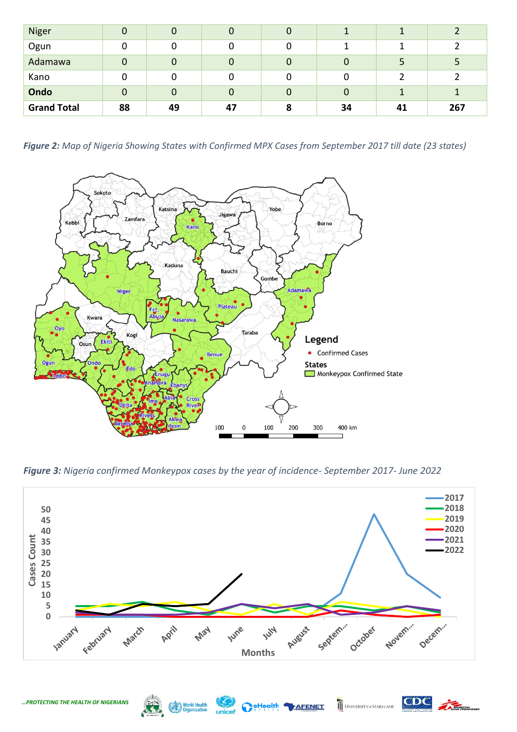| | | | | | | | |
|---|---|---|---|---|---|---|---|
| Niger | 0 | 0 | 0 | 0 | 1 | 1 | 2 |
| Ogun | 0 | 0 | 0 | 0 | 1 | 1 | 2 |
| Adamawa | 0 | 0 | 0 | 0 | 0 | 5 | 5 |
| Kano | 0 | 0 | 0 | 0 | 0 | 2 | 2 |
| **Ondo** | 0 | 0 | 0 | 0 | 0 | 1 | 1 |
| **Grand Total** | **88** | **49** | **47** | **8** | **34** | **41** | **267** |

***Figure 2:*** *Map of Nigeria Showing States with Confirmed MPX Cases from September 2017 till date (23 states)*

Sokoto
Katsina
Jigawa
Yobe
Kebbi
Zamfara
Kano
Borno
Kaduna
Bauchi
Gombe
Niger
Adamawa
Fct, Abuja
Plateau
Kwara
Nasarawa
Oyo
Kogi
Taraba
Osun
Ekiti
Benue
Ogun
Ondo
Edo
Lagos
Enugu
Anambra
Ebonyi
Abia
Imo
Cross River
Delta
Rivers
Akwa Ibom
Bayelsa

Legend
Confirmed Cases
States
Monkeypox Confirmed State

100 0 100 200 300 400 km

***Figure 3:*** *Nigeria confirmed Monkeypox cases by the year of incidence- September 2017- June 2022*

Cases Count
0 5 10 15 20 25 30 35 40 45 50
January February March April May June July August Septem... October Novem... Decem...
Months
2017
2018
2019
2020
2021
2022

...PROTECTING THE HEALTH OF NIGERIANS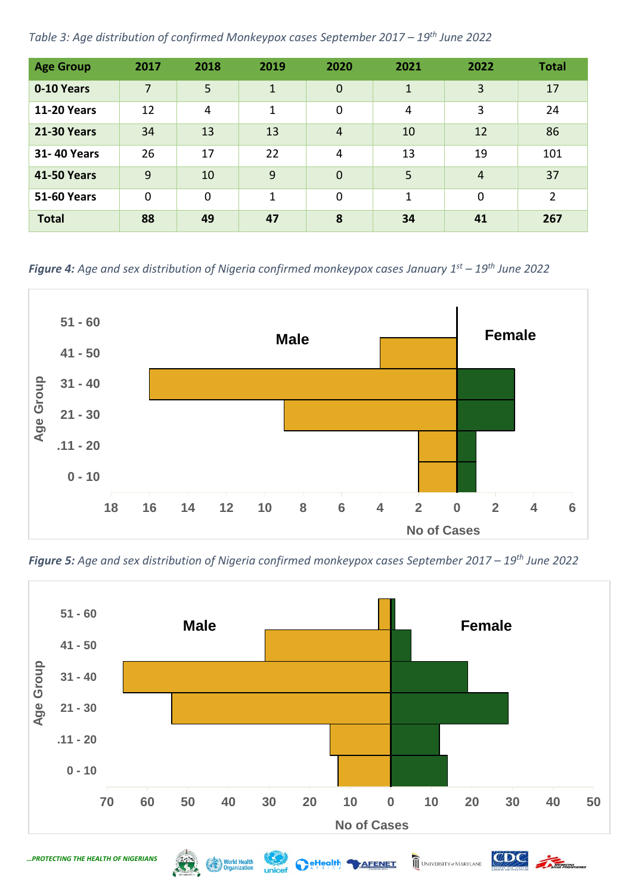*Table 3: Age distribution of confirmed Monkeypox cases September 2017 – 19th June 2022*

| Age Group | 2017 | 2018 | 2019 | 2020 | 2021 | 2022 | Total |
|---|---|---|---|---|---|---|---|
| 0-10 Years | 7 | 5 | 1 | 0 | 1 | 3 | 17 |
| 11-20 Years | 12 | 4 | 1 | 0 | 4 | 3 | 24 |
| 21-30 Years | 34 | 13 | 13 | 4 | 10 | 12 | 86 |
| 31- 40 Years | 26 | 17 | 22 | 4 | 13 | 19 | 101 |
| 41-50 Years | 9 | 10 | 9 | 0 | 5 | 4 | 37 |
| 51-60 Years | 0 | 0 | 1 | 0 | 1 | 0 | 2 |
| **Total** | **88** | **49** | **47** | **8** | **34** | **41** | **267** |

***Figure 4:*** *Age and sex distribution of Nigeria confirmed monkeypox cases January 1st – 19th June 2022*

Male
Female
Age Group
51 - 60
41 - 50
31 - 40
21 - 30
.11 - 20
0 - 10
18 16 14 12 10 8 6 4 2 0 2 4 6
No of Cases

***Figure 5:*** *Age and sex distribution of Nigeria confirmed monkeypox cases September 2017 – 19th June 2022*

Male
Female
Age Group
51 - 60
41 - 50
31 - 40
21 - 30
.11 - 20
0 - 10
70 60 50 40 30 20 10 0 10 20 30 40 50
No of Cases

*...PROTECTING THE HEALTH OF NIGERIANS*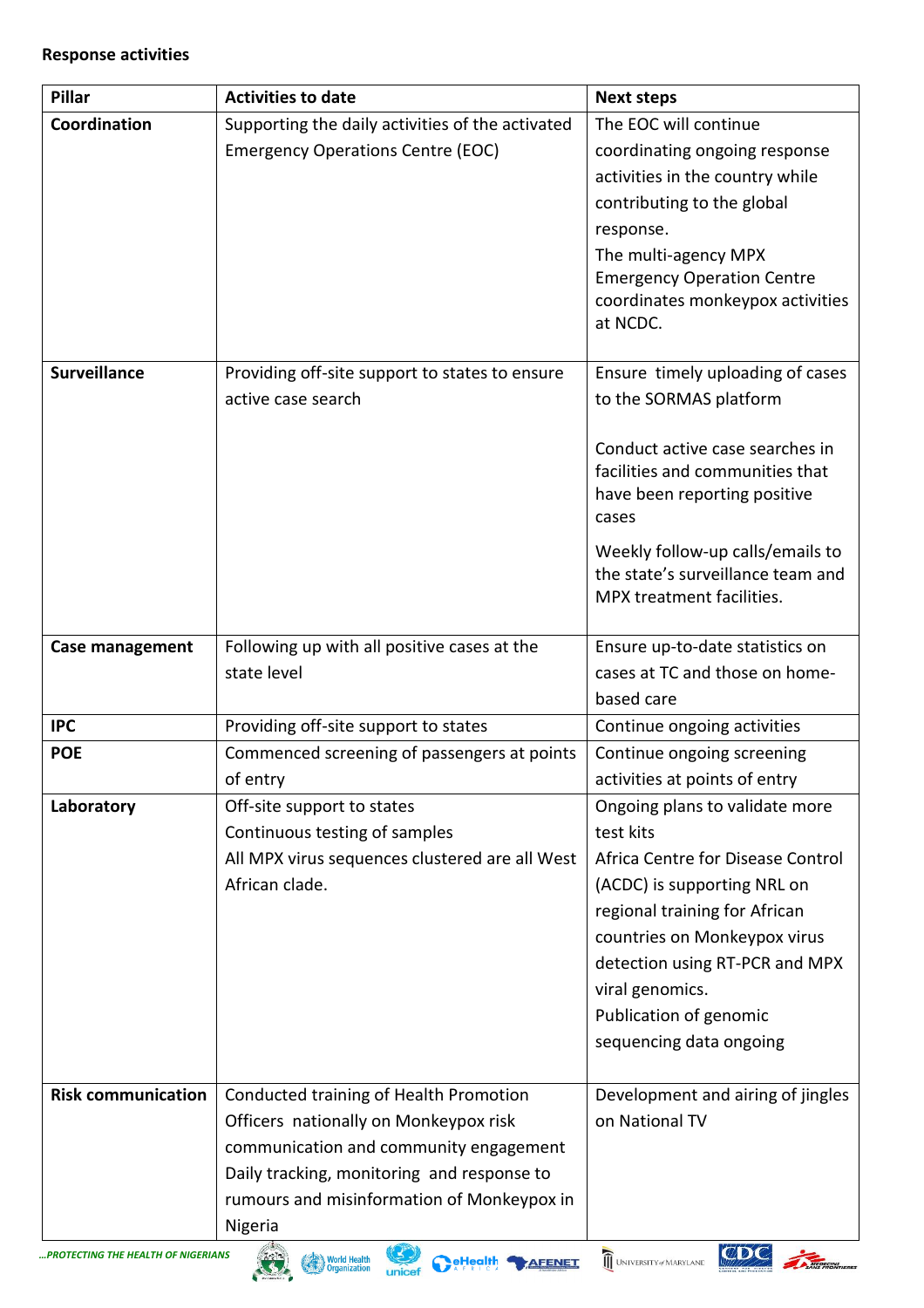**Response activities**

| Pillar | Activities to date | Next steps |
|---|---|---|
| **Coordination** | Supporting the daily activities of the activated Emergency Operations Centre (EOC) | The EOC will continue coordinating ongoing response activities in the country while contributing to the global response.<br>The multi-agency MPX Emergency Operation Centre coordinates monkeypox activities at NCDC. |
| **Surveillance** | Providing off-site support to states to ensure active case search | Ensure timely uploading of cases to the SORMAS platform<br><br>Conduct active case searches in facilities and communities that have been reporting positive cases<br><br>Weekly follow-up calls/emails to the state's surveillance team and MPX treatment facilities. |
| **Case management** | Following up with all positive cases at the state level | Ensure up-to-date statistics on cases at TC and those on home-based care |
| **IPC** | Providing off-site support to states | Continue ongoing activities |
| **POE** | Commenced screening of passengers at points of entry | Continue ongoing screening activities at points of entry |
| **Laboratory** | Off-site support to states<br>Continuous testing of samples<br>All MPX virus sequences clustered are all West African clade. | Ongoing plans to validate more test kits<br>Africa Centre for Disease Control (ACDC) is supporting NRL on regional training for African countries on Monkeypox virus detection using RT-PCR and MPX viral genomics.<br>Publication of genomic sequencing data ongoing |
| **Risk communication** | Conducted training of Health Promotion Officers nationally on Monkeypox risk communication and community engagement<br>Daily tracking, monitoring and response to rumours and misinformation of Monkeypox in Nigeria | Development and airing of jingles on National TV |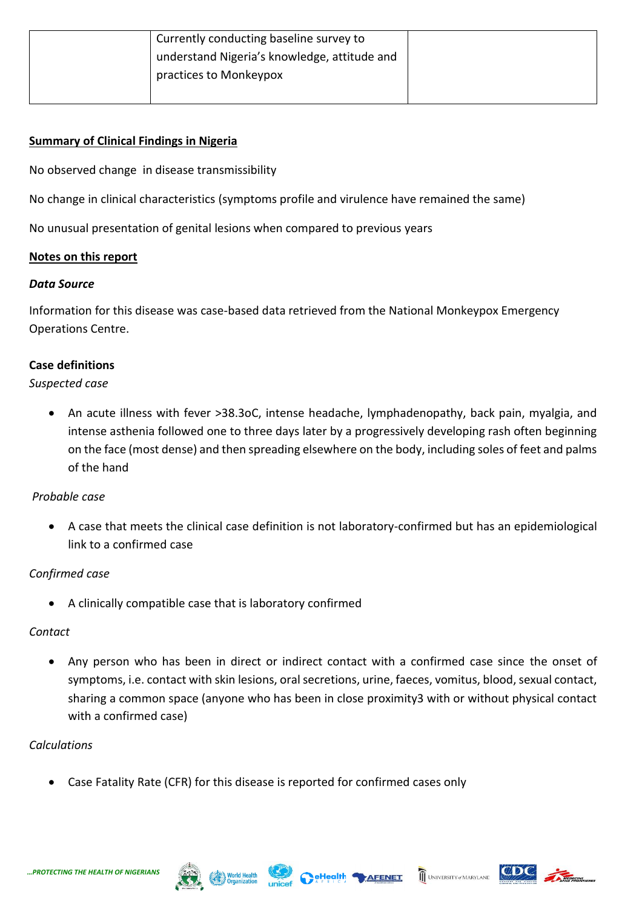| | | |
|---|---|---|
| | Currently conducting baseline survey to understand Nigeria's knowledge, attitude and practices to Monkeypox | |

**Summary of Clinical Findings in Nigeria**

No observed change in disease transmissibility

No change in clinical characteristics (symptoms profile and virulence have remained the same)

No unusual presentation of genital lesions when compared to previous years

**Notes on this report**

***Data Source***

Information for this disease was case-based data retrieved from the National Monkeypox Emergency Operations Centre.

**Case definitions**

*Suspected case*

- An acute illness with fever >38.3oC, intense headache, lymphadenopathy, back pain, myalgia, and intense asthenia followed one to three days later by a progressively developing rash often beginning on the face (most dense) and then spreading elsewhere on the body, including soles of feet and palms of the hand

*Probable case*

- A case that meets the clinical case definition is not laboratory-confirmed but has an epidemiological link to a confirmed case

*Confirmed case*

- A clinically compatible case that is laboratory confirmed

*Contact*

- Any person who has been in direct or indirect contact with a confirmed case since the onset of symptoms, i.e. contact with skin lesions, oral secretions, urine, faeces, vomitus, blood, sexual contact, sharing a common space (anyone who has been in close proximity3 with or without physical contact with a confirmed case)

*Calculations*

- Case Fatality Rate (CFR) for this disease is reported for confirmed cases only